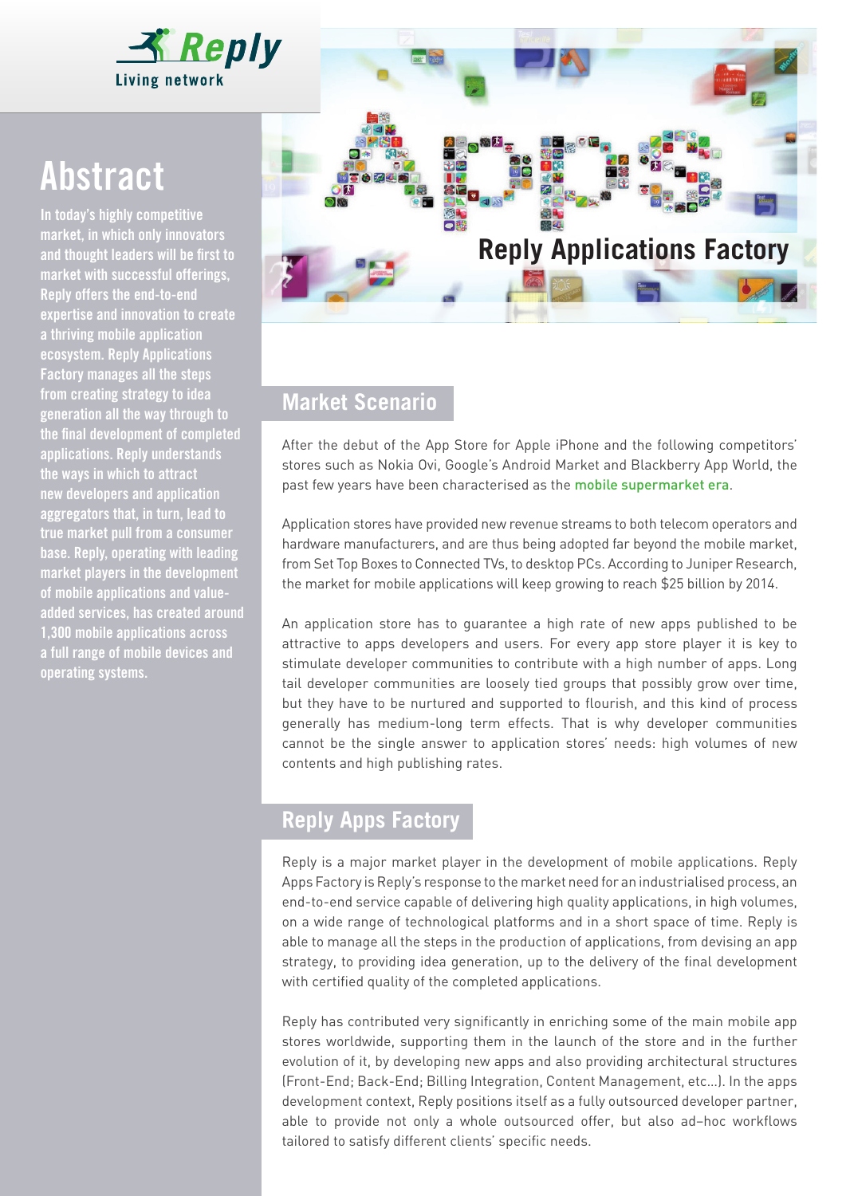Reply

Living network

# Reply Applications Factory

## Abstract

**In today's highly competitive market, in which only innovators and thought leaders will be first to market with successful offerings, Reply offers the end-to-end expertise and innovation to create a thriving mobile application ecosystem. Reply Applications Factory manages all the steps from creating strategy to idea generation all the way through to the final development of completed applications. Reply understands the ways in which to attract new developers and application aggregators that, in turn, lead to true market pull from a consumer base. Reply, operating with leading market players in the development of mobile applications and value-added services, has created around 1,300 mobile applications across a full range of mobile devices and operating systems.**

## Market Scenario

After the debut of the App Store for Apple iPhone and the following competitors' stores such as Nokia Ovi, Google's Android Market and Blackberry App World, the past few years have been characterised as the mobile supermarket era.

Application stores have provided new revenue streams to both telecom operators and hardware manufacturers, and are thus being adopted far beyond the mobile market, from Set Top Boxes to Connected TVs, to desktop PCs. According to Juniper Research, the market for mobile applications will keep growing to reach $25 billion by 2014.

An application store has to guarantee a high rate of new apps published to be attractive to apps developers and users. For every app store player it is key to stimulate developer communities to contribute with a high number of apps. Long tail developer communities are loosely tied groups that possibly grow over time, but they have to be nurtured and supported to flourish, and this kind of process generally has medium-long term effects. That is why developer communities cannot be the single answer to application stores' needs: high volumes of new contents and high publishing rates.

## Reply Apps Factory

Reply is a major market player in the development of mobile applications. Reply Apps Factory is Reply's response to the market need for an industrialised process, an end-to-end service capable of delivering high quality applications, in high volumes, on a wide range of technological platforms and in a short space of time. Reply is able to manage all the steps in the production of applications, from devising an app strategy, to providing idea generation, up to the delivery of the final development with certified quality of the completed applications.

Reply has contributed very significantly in enriching some of the main mobile app stores worldwide, supporting them in the launch of the store and in the further evolution of it, by developing new apps and also providing architectural structures (Front-End; Back-End; Billing Integration, Content Management, etc...). In the apps development context, Reply positions itself as a fully outsourced developer partner, able to provide not only a whole outsourced offer, but also ad–hoc workflows tailored to satisfy different clients' specific needs.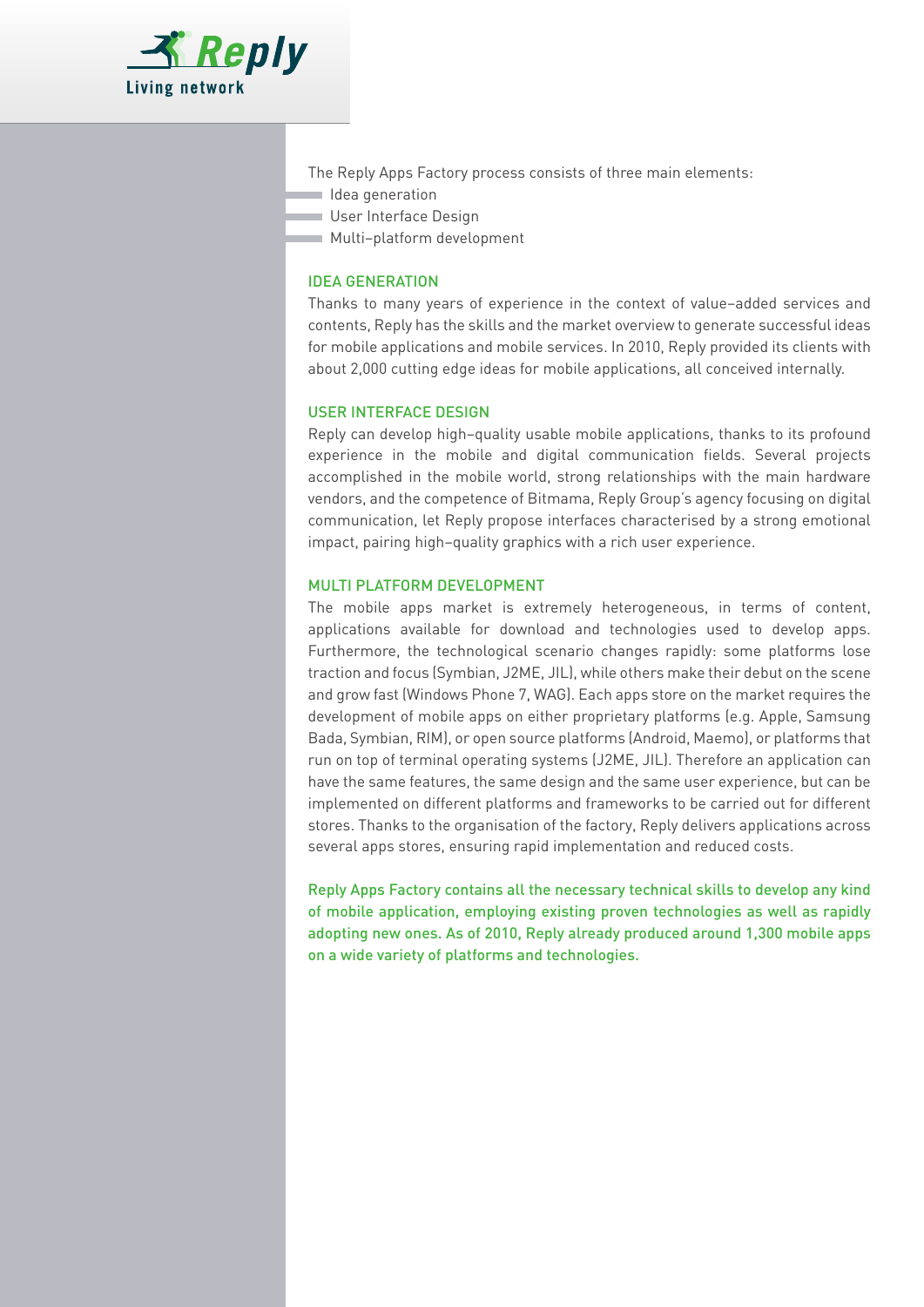The Reply Apps Factory process consists of three main elements:

- Idea generation
- User Interface Design
- Multi–platform development

## IDEA GENERATION

Thanks to many years of experience in the context of value–added services and contents, Reply has the skills and the market overview to generate successful ideas for mobile applications and mobile services. In 2010, Reply provided its clients with about 2,000 cutting edge ideas for mobile applications, all conceived internally.

## USER INTERFACE DESIGN

Reply can develop high–quality usable mobile applications, thanks to its profound experience in the mobile and digital communication fields. Several projects accomplished in the mobile world, strong relationships with the main hardware vendors, and the competence of Bitmama, Reply Group's agency focusing on digital communication, let Reply propose interfaces characterised by a strong emotional impact, pairing high–quality graphics with a rich user experience.

## MULTI PLATFORM DEVELOPMENT

The mobile apps market is extremely heterogeneous, in terms of content, applications available for download and technologies used to develop apps. Furthermore, the technological scenario changes rapidly: some platforms lose traction and focus (Symbian, J2ME, JIL), while others make their debut on the scene and grow fast (Windows Phone 7, WAG). Each apps store on the market requires the development of mobile apps on either proprietary platforms (e.g. Apple, Samsung Bada, Symbian, RIM), or open source platforms (Android, Maemo), or platforms that run on top of terminal operating systems (J2ME, JIL). Therefore an application can have the same features, the same design and the same user experience, but can be implemented on different platforms and frameworks to be carried out for different stores. Thanks to the organisation of the factory, Reply delivers applications across several apps stores, ensuring rapid implementation and reduced costs.

Reply Apps Factory contains all the necessary technical skills to develop any kind of mobile application, employing existing proven technologies as well as rapidly adopting new ones. As of 2010, Reply already produced around 1,300 mobile apps on a wide variety of platforms and technologies.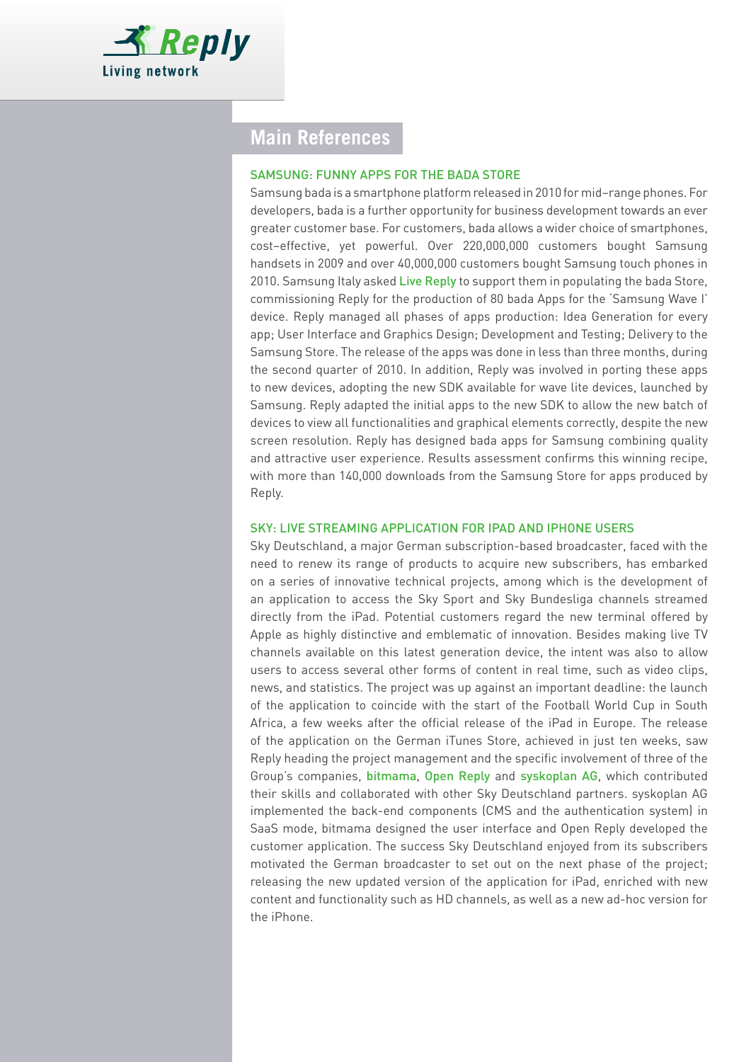## Main References

### SAMSUNG: FUNNY APPS FOR THE BADA STORE

Samsung bada is a smartphone platform released in 2010 for mid–range phones. For developers, bada is a further opportunity for business development towards an ever greater customer base. For customers, bada allows a wider choice of smartphones, cost–effective, yet powerful. Over 220,000,000 customers bought Samsung handsets in 2009 and over 40,000,000 customers bought Samsung touch phones in 2010. Samsung Italy asked Live Reply to support them in populating the bada Store, commissioning Reply for the production of 80 bada Apps for the 'Samsung Wave I' device. Reply managed all phases of apps production: Idea Generation for every app; User Interface and Graphics Design; Development and Testing; Delivery to the Samsung Store. The release of the apps was done in less than three months, during the second quarter of 2010. In addition, Reply was involved in porting these apps to new devices, adopting the new SDK available for wave lite devices, launched by Samsung. Reply adapted the initial apps to the new SDK to allow the new batch of devices to view all functionalities and graphical elements correctly, despite the new screen resolution. Reply has designed bada apps for Samsung combining quality and attractive user experience. Results assessment confirms this winning recipe, with more than 140,000 downloads from the Samsung Store for apps produced by Reply.

### SKY: LIVE STREAMING APPLICATION FOR IPAD AND IPHONE USERS

Sky Deutschland, a major German subscription-based broadcaster, faced with the need to renew its range of products to acquire new subscribers, has embarked on a series of innovative technical projects, among which is the development of an application to access the Sky Sport and Sky Bundesliga channels streamed directly from the iPad. Potential customers regard the new terminal offered by Apple as highly distinctive and emblematic of innovation. Besides making live TV channels available on this latest generation device, the intent was also to allow users to access several other forms of content in real time, such as video clips, news, and statistics. The project was up against an important deadline: the launch of the application to coincide with the start of the Football World Cup in South Africa, a few weeks after the official release of the iPad in Europe. The release of the application on the German iTunes Store, achieved in just ten weeks, saw Reply heading the project management and the specific involvement of three of the Group's companies, bitmama, Open Reply and syskoplan AG, which contributed their skills and collaborated with other Sky Deutschland partners. syskoplan AG implemented the back-end components (CMS and the authentication system) in SaaS mode, bitmama designed the user interface and Open Reply developed the customer application. The success Sky Deutschland enjoyed from its subscribers motivated the German broadcaster to set out on the next phase of the project; releasing the new updated version of the application for iPad, enriched with new content and functionality such as HD channels, as well as a new ad-hoc version for the iPhone.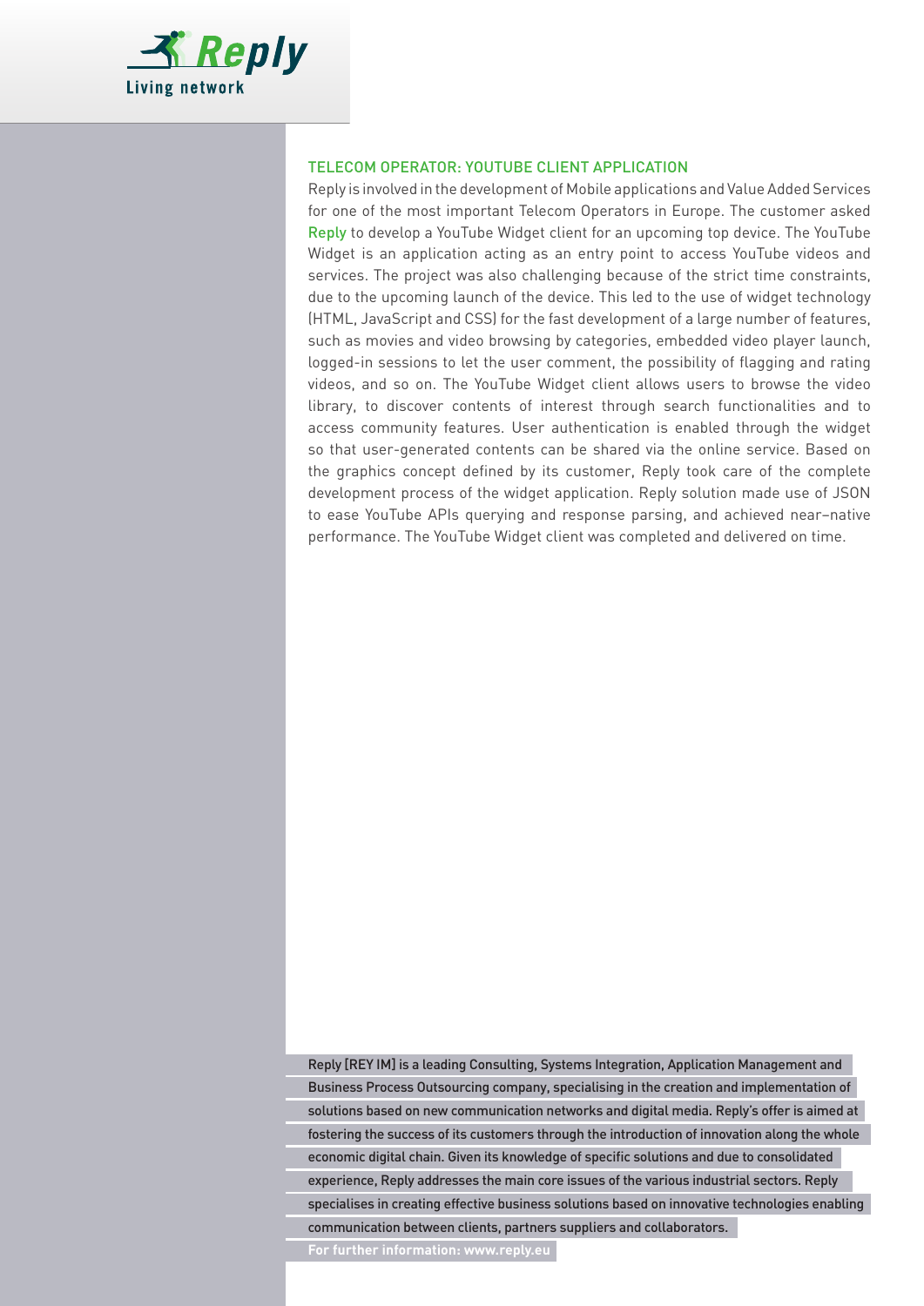## TELECOM OPERATOR: YOUTUBE CLIENT APPLICATION

Reply is involved in the development of Mobile applications and Value Added Services for one of the most important Telecom Operators in Europe. The customer asked Reply to develop a YouTube Widget client for an upcoming top device. The YouTube Widget is an application acting as an entry point to access YouTube videos and services. The project was also challenging because of the strict time constraints, due to the upcoming launch of the device. This led to the use of widget technology (HTML, JavaScript and CSS) for the fast development of a large number of features, such as movies and video browsing by categories, embedded video player launch, logged-in sessions to let the user comment, the possibility of flagging and rating videos, and so on. The YouTube Widget client allows users to browse the video library, to discover contents of interest through search functionalities and to access community features. User authentication is enabled through the widget so that user-generated contents can be shared via the online service. Based on the graphics concept defined by its customer, Reply took care of the complete development process of the widget application. Reply solution made use of JSON to ease YouTube APIs querying and response parsing, and achieved near–native performance. The YouTube Widget client was completed and delivered on time.

Reply [REY IM] is a leading Consulting, Systems Integration, Application Management and Business Process Outsourcing company, specialising in the creation and implementation of solutions based on new communication networks and digital media. Reply's offer is aimed at fostering the success of its customers through the introduction of innovation along the whole economic digital chain. Given its knowledge of specific solutions and due to consolidated experience, Reply addresses the main core issues of the various industrial sectors. Reply specialises in creating effective business solutions based on innovative technologies enabling communication between clients, partners suppliers and collaborators.

**For further information: www.reply.eu**